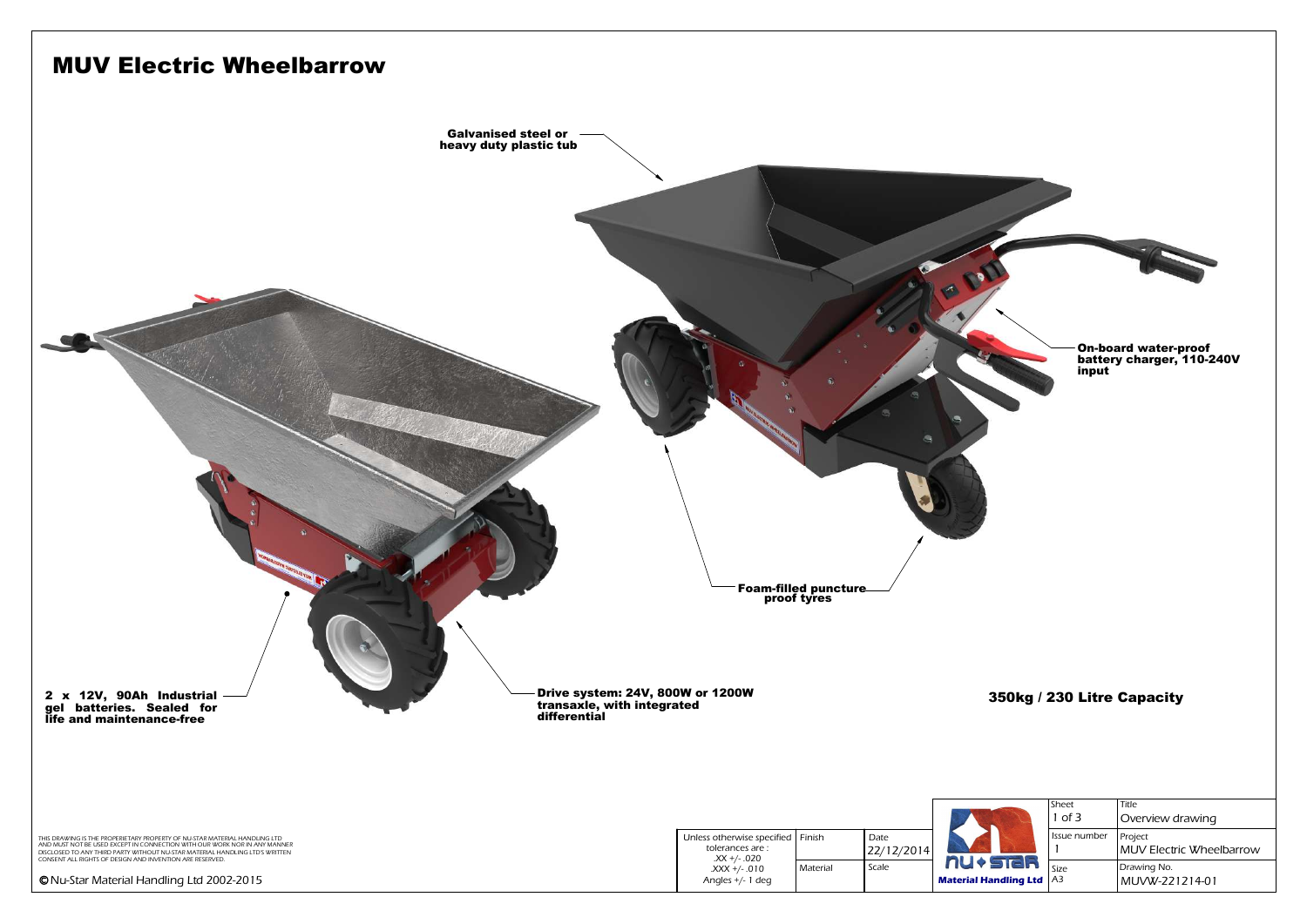# MUV Electric Wheelbarrow

Galvanised steel or heavy duty plastic tub

On-board water-proof battery charger, 110-240V input

Foam-filled puncture proof tyres

2 x 12V, 90Ah Industrial gel batteries. Sealed for life and maintenance-free

Drive system: 24V, 800W or 1200W transaxle, with integrated differential

**350kg / 230 Litre Capacity**

THIS DRAWING IS THE PROPERIETARY PROPERTY OF NU-STAR MATERIAL HANDLING LTD AND MUST NOT BE USED EXCEPT IN CONNECTION WITH OUR WORK NOR IN ANY MANNER DISCLOSED TO ANY THIRD PARTY WITHOUT NU-STAR MATERIAL HANDLING LTDS WRITTEN CONSENT ALL RIGHTS OF DESIGN AND INVENTION ARE RESERVED.

© Nu-Star Material Handling Ltd 2002-2015

| Unless otherwise specified tolerances are : .XX +/- .020 .XXX +/- .010 Angles +/- 1 deg | Finish | Date 22/12/2014 | Nu-Star Material Handling Ltd | Sheet 1 of 3 | Title Overview drawing |
|---|---|---|---|---|---|
| | Material | Scale | | Issue number 1 | Project MUV Electric Wheelbarrow |
| | | | | Size A3 | Drawing No. MUVW-221214-01 |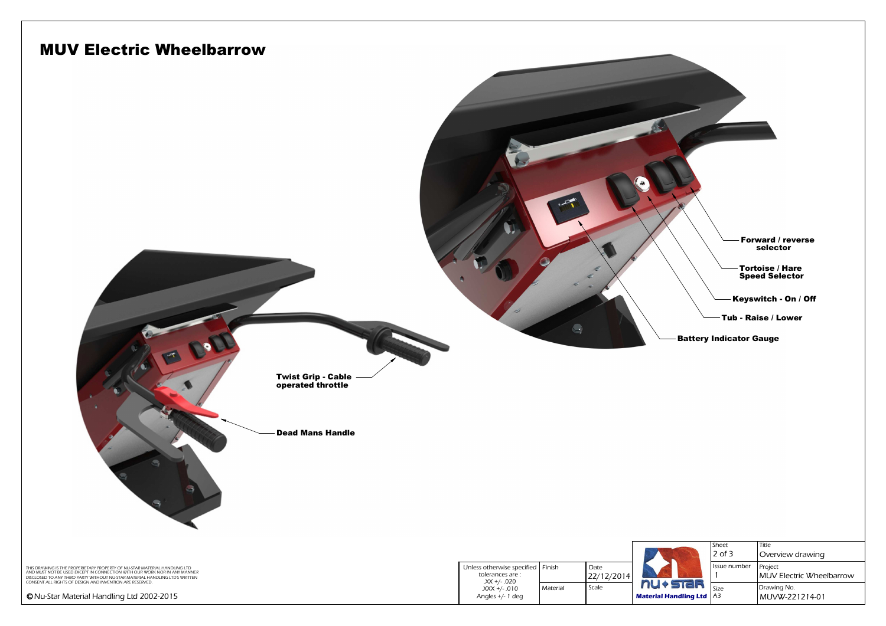# MUV Electric Wheelbarrow

**Forward / reverse selector**

**Tortoise / Hare Speed Selector**

**Keyswitch - On / Off**

**Tub - Raise / Lower**

**Battery Indicator Gauge**

**Twist Grip - Cable operated throttle**

**Dead Mans Handle**

THIS DRAWING IS THE PROPERIETARY PROPERTY OF NU-STAR MATERIAL HANDLING LTD AND MUST NOT BE USED EXCEPT IN CONNECTION WITH OUR WORK NOR IN ANY MANNER DISCLOSED TO ANY THIRD PARTY WITHOUT NU-STAR MATERIAL HANDLING LTDS WRITTEN CONSENT ALL RIGHTS OF DESIGN AND INVENTION ARE RESERVED.

© Nu-Star Material Handling Ltd 2002-2015

| Unless otherwise specified tolerances are : .XX +/- .020 .XXX +/- .010 Angles +/- 1 deg | Finish | Date 22/12/2014 | nu ✦ star Material Handling Ltd | Sheet 2 of 3 | Title Overview drawing |
|---|---|---|---|---|---|
| | | | | Issue number 1 | Project MUV Electric Wheelbarrow |
| | Material | Scale | | Size A3 | Drawing No. MUVW-221214-01 |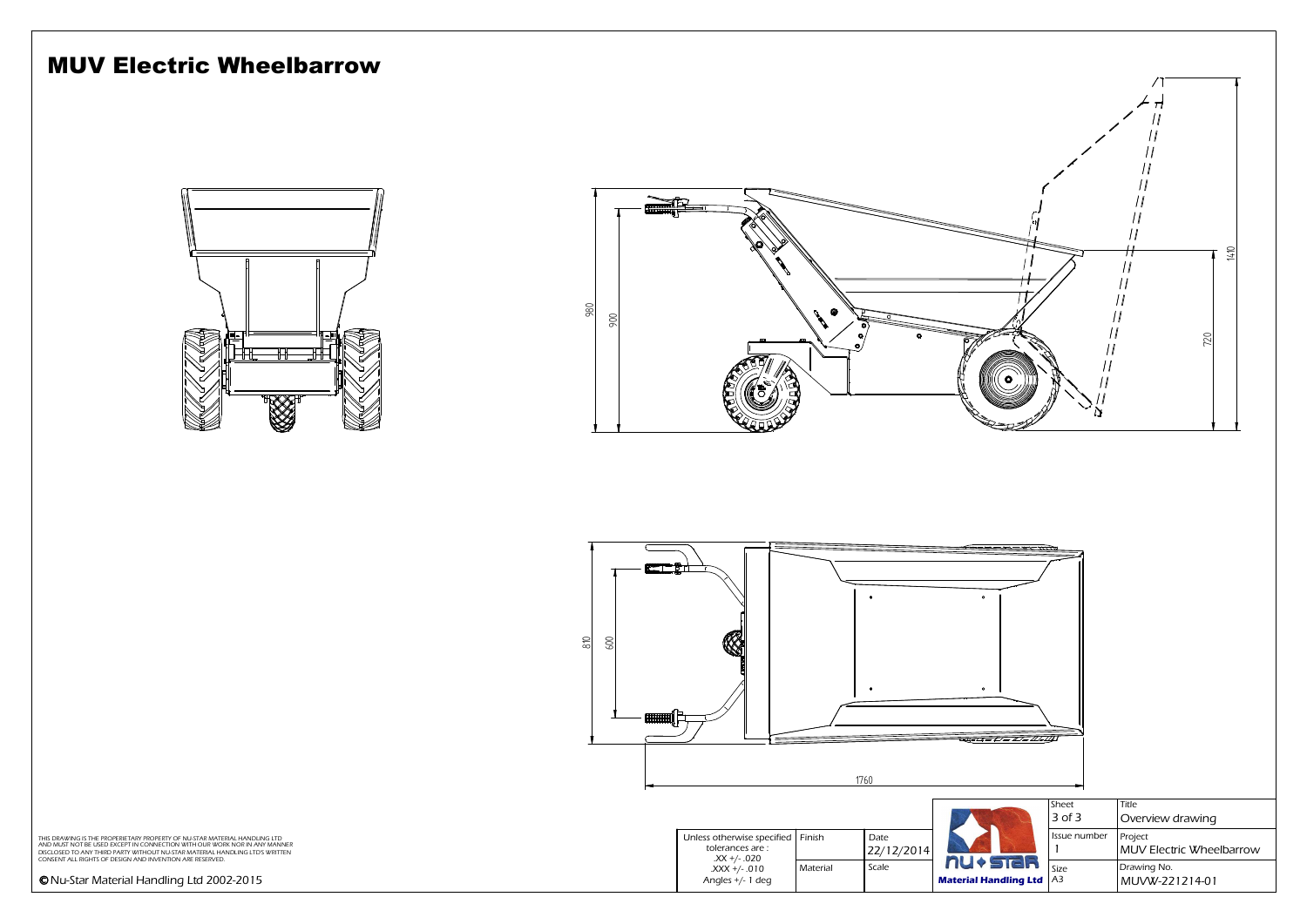# MUV Electric Wheelbarrow

980

900

1410

720

810

600

1760

THIS DRAWING IS THE PROPERIETARY PROPERTY OF NU-STAR MATERIAL HANDLING LTD AND MUST NOT BE USED EXCEPT IN CONNECTION WITH OUR WORK NOR IN ANY MANNER DISCLOSED TO ANY THIRD PARTY WITHOUT NU-STAR MATERIAL HANDLING LTDS WRITTEN CONSENT ALL RIGHTS OF DESIGN AND INVENTION ARE RESERVED.

© Nu-Star Material Handling Ltd 2002-2015

| | | | | | |
|---|---|---|---|---|---|
| Unless otherwise specified tolerances are : .XX +/- .020 .XXX +/- .010 Angles +/- 1 deg | Finish | Date 22/12/2014 | nu ✦ star Material Handling Ltd | Sheet 3 of 3 | Title Overview drawing |
| | | | | Issue number 1 | Project MUV Electric Wheelbarrow |
| | Material | Scale | | Size A3 | Drawing No. MUVW-221214-01 |